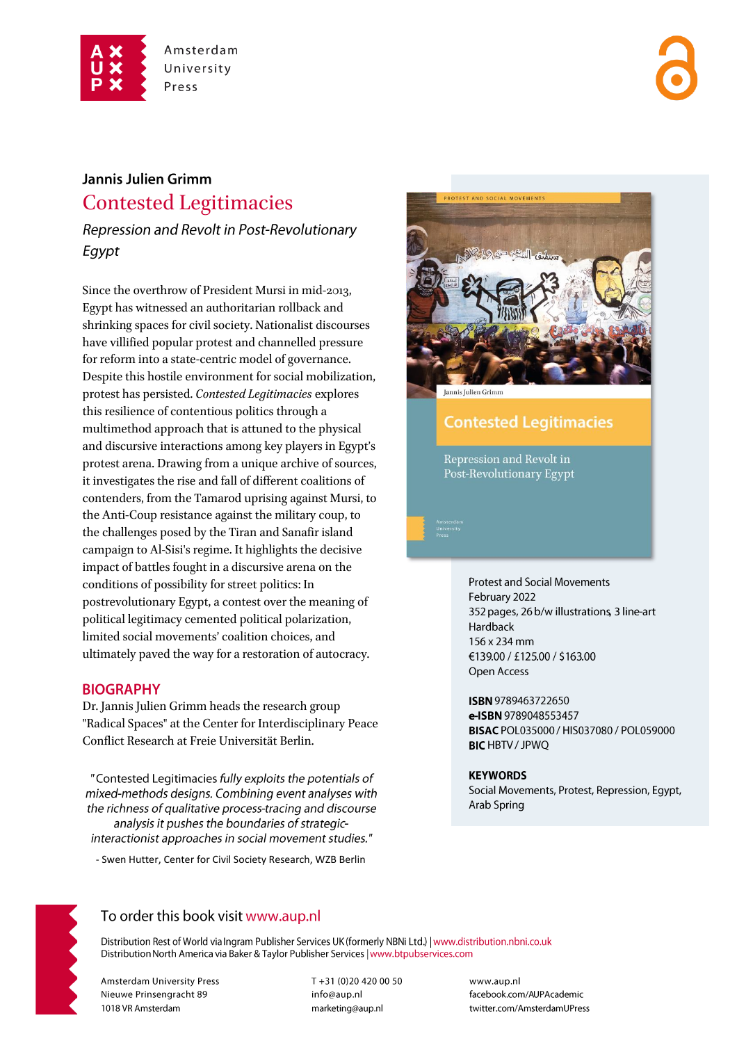Amsterdam University Press

**Jannis Julien Grimm**

# Contested Legitimacies

*Repression and Revolt in Post-Revolutionary Egypt*

Since the overthrow of President Mursi in mid-2013, Egypt has witnessed an authoritarian rollback and shrinking spaces for civil society. Nationalist discourses have villified popular protest and channelled pressure for reform into a state-centric model of governance. Despite this hostile environment for social mobilization, protest has persisted. *Contested Legitimacies* explores this resilience of contentious politics through a multimethod approach that is attuned to the physical and discursive interactions among key players in Egypt's protest arena. Drawing from a unique archive of sources, it investigates the rise and fall of different coalitions of contenders, from the Tamarod uprising against Mursi, to the Anti-Coup resistance against the military coup, to the challenges posed by the Tiran and Sanafir island campaign to Al-Sisi's regime. It highlights the decisive impact of battles fought in a discursive arena on the conditions of possibility for street politics: In postrevolutionary Egypt, a contest over the meaning of political legitimacy cemented political polarization, limited social movements' coalition choices, and ultimately paved the way for a restoration of autocracy.

## BIOGRAPHY

Dr. Jannis Julien Grimm heads the research group "Radical Spaces" at the Center for Interdisciplinary Peace Conflict Research at Freie Universität Berlin.

"Contested Legitimacies *fully exploits the potentials of mixed-methods designs. Combining event analyses with the richness of qualitative process-tracing and discourse analysis it pushes the boundaries of strategic-interactionist approaches in social movement studies.*"

- Swen Hutter, Center for Civil Society Research, WZB Berlin

Protest and Social Movements
February 2022
352 pages, 26 b/w illustrations, 3 line-art
Hardback
156 x 234 mm
€139.00 / £125.00 / $163.00
Open Access

**ISBN** 9789463722650
**e-ISBN** 9789048553457
**BISAC** POL035000 / HIS037080 / POL059000
**BIC** HBTV / JPWQ

**KEYWORDS**
Social Movements, Protest, Repression, Egypt, Arab Spring

To order this book visit www.aup.nl

Distribution Rest of World via Ingram Publisher Services UK (formerly NBNi Ltd.) | www.distribution.nbni.co.uk
Distribution North America via Baker & Taylor Publisher Services | www.btpubservices.com

Amsterdam University Press
Nieuwe Prinsengracht 89
1018 VR Amsterdam

T +31 (0)20 420 00 50
info@aup.nl
marketing@aup.nl

www.aup.nl
facebook.com/AUPAcademic
twitter.com/AmsterdamUPress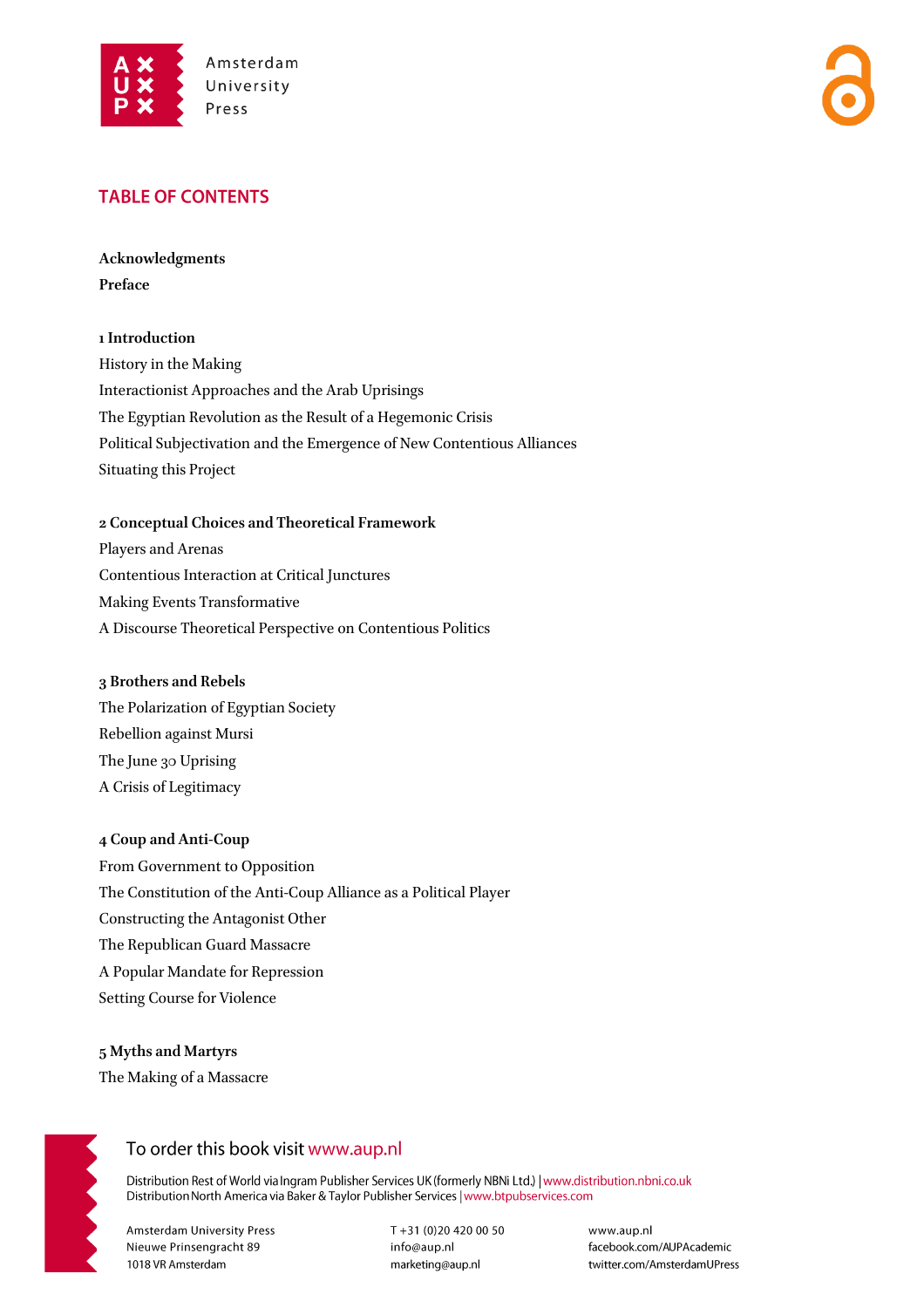## TABLE OF CONTENTS

**Acknowledgments**

**Preface**

**1 Introduction**

History in the Making

Interactionist Approaches and the Arab Uprisings

The Egyptian Revolution as the Result of a Hegemonic Crisis

Political Subjectivation and the Emergence of New Contentious Alliances

Situating this Project

**2 Conceptual Choices and Theoretical Framework**

Players and Arenas

Contentious Interaction at Critical Junctures

Making Events Transformative

A Discourse Theoretical Perspective on Contentious Politics

**3 Brothers and Rebels**

The Polarization of Egyptian Society

Rebellion against Mursi

The June 30 Uprising

A Crisis of Legitimacy

**4 Coup and Anti-Coup**

From Government to Opposition

The Constitution of the Anti-Coup Alliance as a Political Player

Constructing the Antagonist Other

The Republican Guard Massacre

A Popular Mandate for Repression

Setting Course for Violence

**5 Myths and Martyrs**

The Making of a Massacre

To order this book visit www.aup.nl

Distribution Rest of World via Ingram Publisher Services UK (formerly NBNi Ltd.) | www.distribution.nbni.co.uk
Distribution North America via Baker & Taylor Publisher Services | www.btpubservices.com

Amsterdam University Press
Nieuwe Prinsengracht 89
1018 VR Amsterdam

T +31 (0)20 420 00 50
info@aup.nl
marketing@aup.nl

www.aup.nl
facebook.com/AUPAcademic
twitter.com/AmsterdamUPress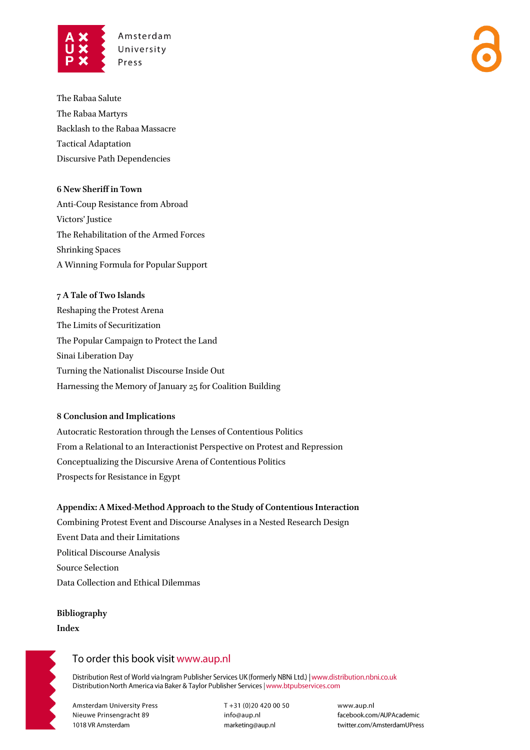The Rabaa Salute
The Rabaa Martyrs
Backlash to the Rabaa Massacre
Tactical Adaptation
Discursive Path Dependencies

**6 New Sheriff in Town**
Anti-Coup Resistance from Abroad
Victors' Justice
The Rehabilitation of the Armed Forces
Shrinking Spaces
A Winning Formula for Popular Support

**7 A Tale of Two Islands**
Reshaping the Protest Arena
The Limits of Securitization
The Popular Campaign to Protect the Land
Sinai Liberation Day
Turning the Nationalist Discourse Inside Out
Harnessing the Memory of January 25 for Coalition Building

**8 Conclusion and Implications**
Autocratic Restoration through the Lenses of Contentious Politics
From a Relational to an Interactionist Perspective on Protest and Repression
Conceptualizing the Discursive Arena of Contentious Politics
Prospects for Resistance in Egypt

**Appendix: A Mixed-Method Approach to the Study of Contentious Interaction**
Combining Protest Event and Discourse Analyses in a Nested Research Design
Event Data and their Limitations
Political Discourse Analysis
Source Selection
Data Collection and Ethical Dilemmas

**Bibliography**
**Index**

To order this book visit www.aup.nl

Distribution Rest of World via Ingram Publisher Services UK (formerly NBNi Ltd.) | www.distribution.nbni.co.uk
Distribution North America via Baker & Taylor Publisher Services | www.btpubservices.com

Amsterdam University Press
Nieuwe Prinsengracht 89
1018 VR Amsterdam

T +31 (0)20 420 00 50
info@aup.nl
marketing@aup.nl

www.aup.nl
facebook.com/AUPAcademic
twitter.com/AmsterdamUPress